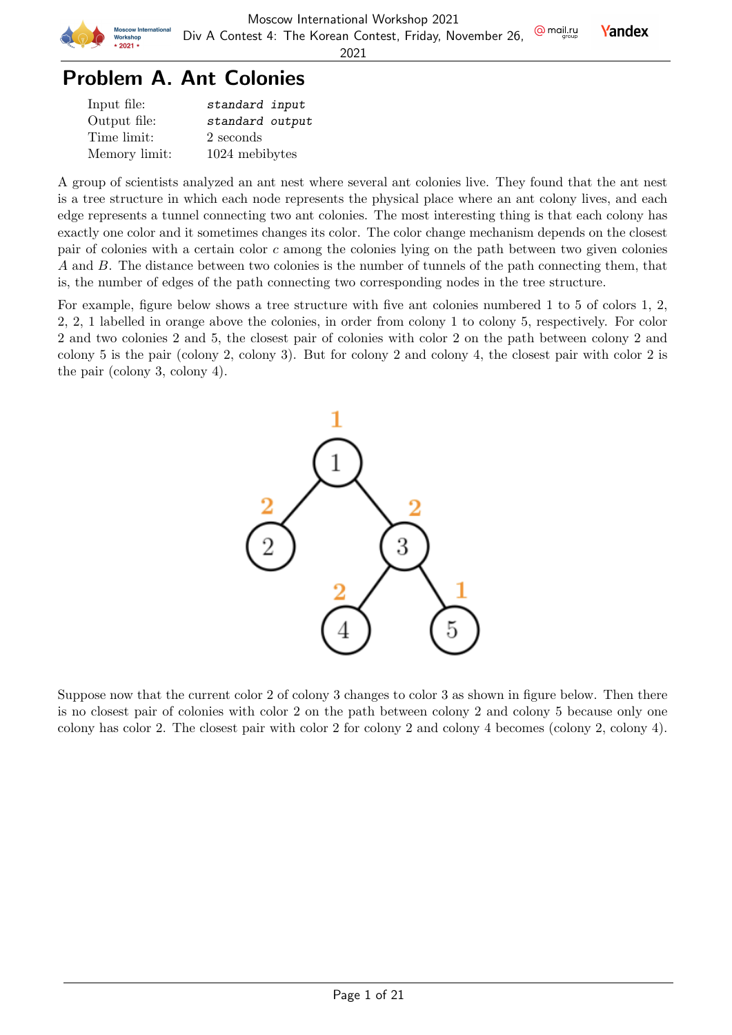# Problem A. Ant Colonies

| | |
|---|---|
| Input file: | *standard input* |
| Output file: | *standard output* |
| Time limit: | 2 seconds |
| Memory limit: | 1024 mebibytes |

A group of scientists analyzed an ant nest where several ant colonies live. They found that the ant nest is a tree structure in which each node represents the physical place where an ant colony lives, and each edge represents a tunnel connecting two ant colonies. The most interesting thing is that each colony has exactly one color and it sometimes changes its color. The color change mechanism depends on the closest pair of colonies with a certain color $c$ among the colonies lying on the path between two given colonies $A$ and $B$. The distance between two colonies is the number of tunnels of the path connecting them, that is, the number of edges of the path connecting two corresponding nodes in the tree structure.

For example, figure below shows a tree structure with five ant colonies numbered 1 to 5 of colors 1, 2, 2, 2, 1 labelled in orange above the colonies, in order from colony 1 to colony 5, respectively. For color 2 and two colonies 2 and 5, the closest pair of colonies with color 2 on the path between colony 2 and colony 5 is the pair (colony 2, colony 3). But for colony 2 and colony 4, the closest pair with color 2 is the pair (colony 3, colony 4).

Suppose now that the current color 2 of colony 3 changes to color 3 as shown in figure below. Then there is no closest pair of colonies with color 2 on the path between colony 2 and colony 5 because only one colony has color 2. The closest pair with color 2 for colony 2 and colony 4 becomes (colony 2, colony 4).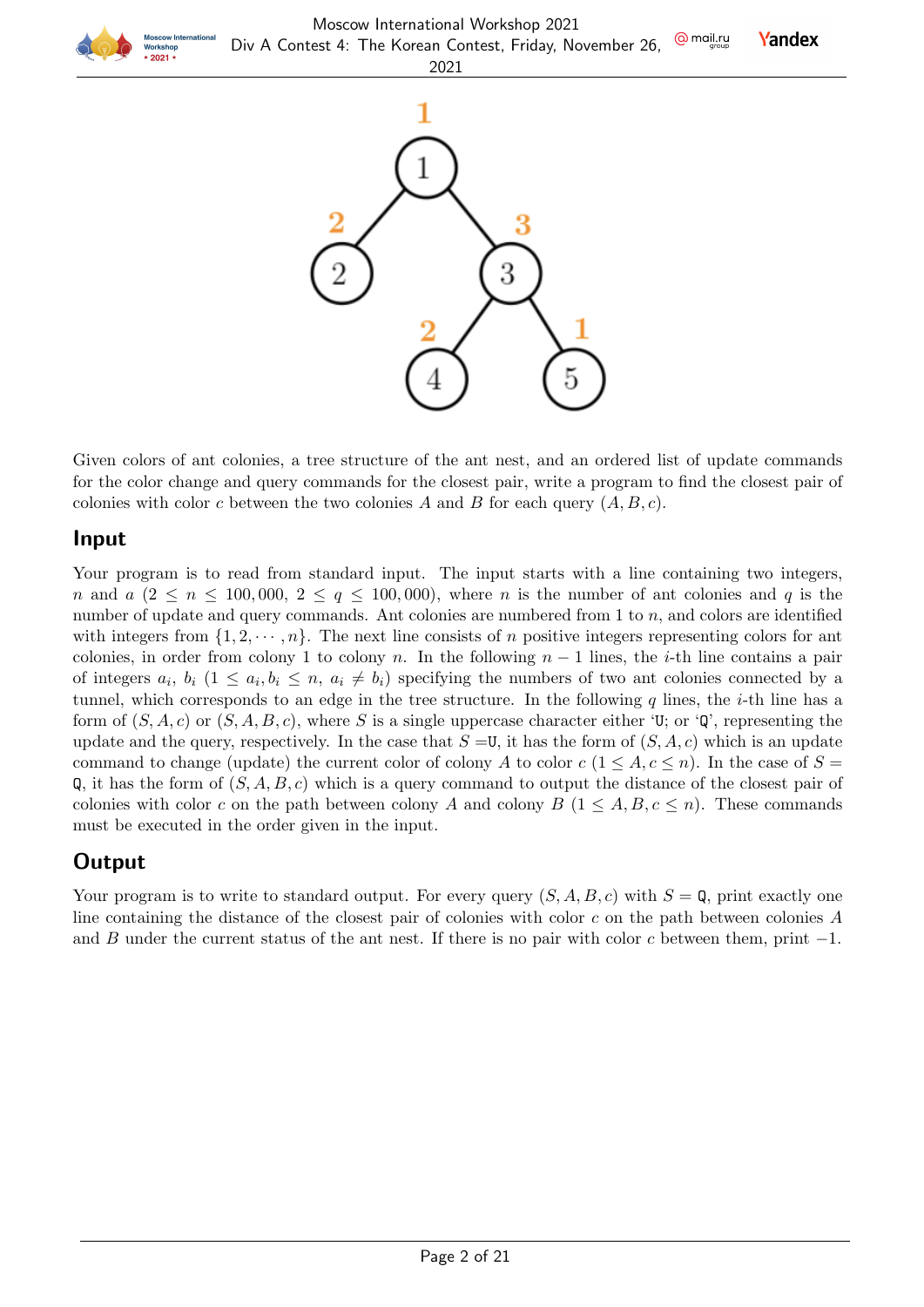Given colors of ant colonies, a tree structure of the ant nest, and an ordered list of update commands for the color change and query commands for the closest pair, write a program to find the closest pair of colonies with color $c$ between the two colonies $A$ and $B$ for each query $(A, B, c)$.

## Input

Your program is to read from standard input. The input starts with a line containing two integers, $n$ and $a$ $(2 \le n \le 100{,}000,\ 2 \le q \le 100{,}000)$, where $n$ is the number of ant colonies and $q$ is the number of update and query commands. Ant colonies are numbered from 1 to $n$, and colors are identified with integers from $\{1, 2, \cdots, n\}$. The next line consists of $n$ positive integers representing colors for ant colonies, in order from colony 1 to colony $n$. In the following $n-1$ lines, the $i$-th line contains a pair of integers $a_i$, $b_i$ $(1 \le a_i, b_i \le n,\ a_i \ne b_i)$ specifying the numbers of two ant colonies connected by a tunnel, which corresponds to an edge in the tree structure. In the following $q$ lines, the $i$-th line has a form of $(S, A, c)$ or $(S, A, B, c)$, where $S$ is a single uppercase character either 'U; or 'Q', representing the update and the query, respectively. In the case that $S =$U, it has the form of $(S, A, c)$ which is an update command to change (update) the current color of colony $A$ to color $c$ $(1 \le A, c \le n)$. In the case of $S =$ Q, it has the form of $(S, A, B, c)$ which is a query command to output the distance of the closest pair of colonies with color $c$ on the path between colony $A$ and colony $B$ $(1 \le A, B, c \le n)$. These commands must be executed in the order given in the input.

## Output

Your program is to write to standard output. For every query $(S, A, B, c)$ with $S =$ Q, print exactly one line containing the distance of the closest pair of colonies with color $c$ on the path between colonies $A$ and $B$ under the current status of the ant nest. If there is no pair with color $c$ between them, print $-1$.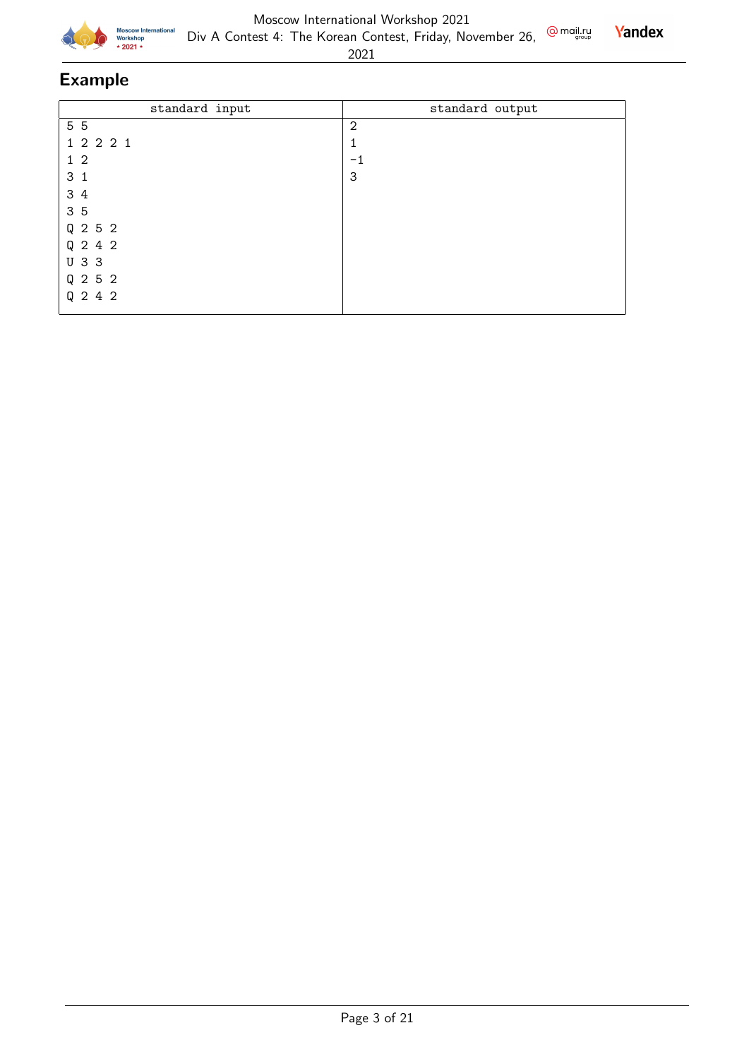## Example

| standard input | standard output |
| --- | --- |
| 5 5<br>1 2 2 2 1<br>1 2<br>3 1<br>3 4<br>3 5<br>Q 2 5 2<br>Q 2 4 2<br>U 3 3<br>Q 2 5 2<br>Q 2 4 2 | 2<br>1<br>-1<br>3 |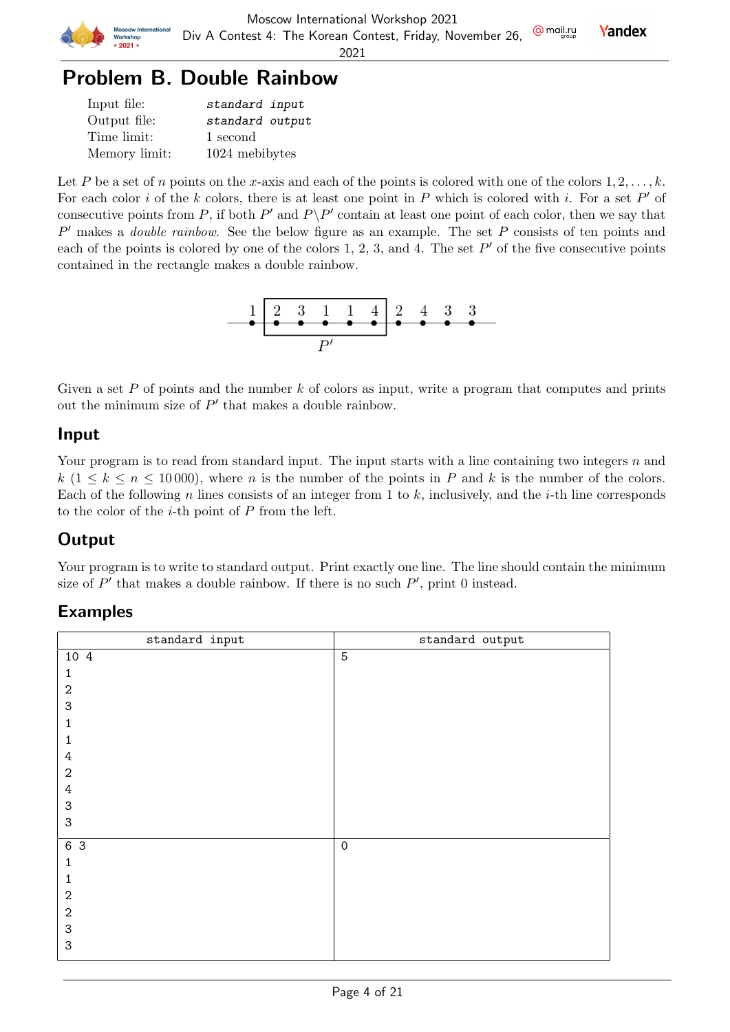# Problem B. Double Rainbow

| | |
|---|---|
| Input file: | *standard input* |
| Output file: | *standard output* |
| Time limit: | 1 second |
| Memory limit: | 1024 mebibytes |

Let $P$ be a set of $n$ points on the $x$-axis and each of the points is colored with one of the colors $1, 2, \ldots, k$. For each color $i$ of the $k$ colors, there is at least one point in $P$ which is colored with $i$. For a set $P'$ of consecutive points from $P$, if both $P'$ and $P \setminus P'$ contain at least one point of each color, then we say that $P'$ makes a *double rainbow*. See the below figure as an example. The set $P$ consists of ten points and each of the points is colored by one of the colors 1, 2, 3, and 4. The set $P'$ of the five consecutive points contained in the rectangle makes a double rainbow.

1 [ 2 3 1 1 4 ] 2 4 3 3

$P'$

Given a set $P$ of points and the number $k$ of colors as input, write a program that computes and prints out the minimum size of $P'$ that makes a double rainbow.

## Input

Your program is to read from standard input. The input starts with a line containing two integers $n$ and $k$ ($1 \le k \le n \le 10\,000$), where $n$ is the number of the points in $P$ and $k$ is the number of the colors. Each of the following $n$ lines consists of an integer from 1 to $k$, inclusively, and the $i$-th line corresponds to the color of the $i$-th point of $P$ from the left.

## Output

Your program is to write to standard output. Print exactly one line. The line should contain the minimum size of $P'$ that makes a double rainbow. If there is no such $P'$, print 0 instead.

## Examples

| standard input | standard output |
|---|---|
| 10 4<br>1<br>2<br>3<br>1<br>1<br>4<br>2<br>4<br>3<br>3 | 5 |
| 6 3<br>1<br>1<br>2<br>2<br>3<br>3 | 0 |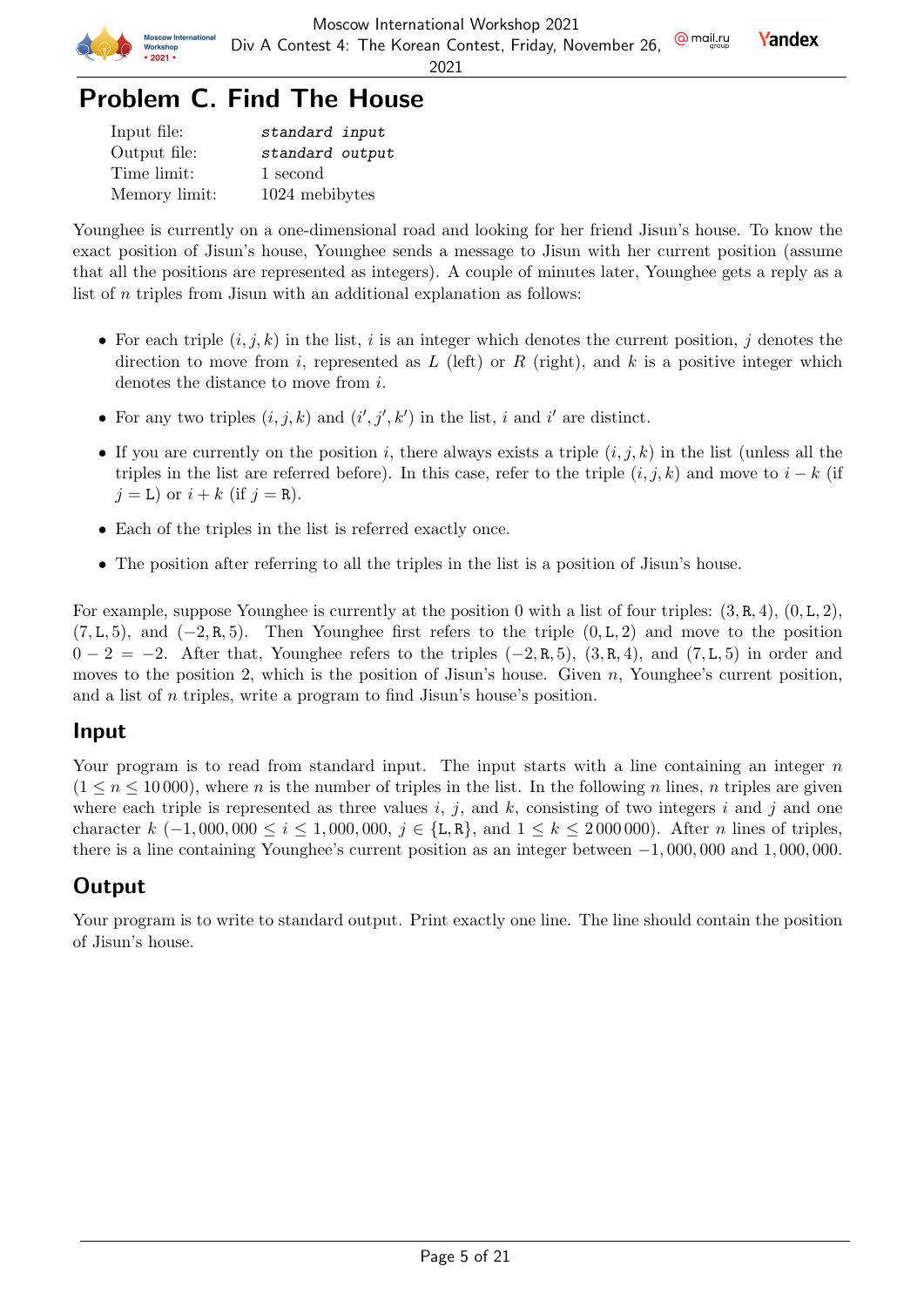# Problem C. Find The House

| | |
|---|---|
| Input file: | *standard input* |
| Output file: | *standard output* |
| Time limit: | 1 second |
| Memory limit: | 1024 mebibytes |

Younghee is currently on a one-dimensional road and looking for her friend Jisun's house. To know the exact position of Jisun's house, Younghee sends a message to Jisun with her current position (assume that all the positions are represented as integers). A couple of minutes later, Younghee gets a reply as a list of $n$ triples from Jisun with an additional explanation as follows:

- For each triple $(i, j, k)$ in the list, $i$ is an integer which denotes the current position, $j$ denotes the direction to move from $i$, represented as $L$ (left) or $R$ (right), and $k$ is a positive integer which denotes the distance to move from $i$.
- For any two triples $(i, j, k)$ and $(i', j', k')$ in the list, $i$ and $i'$ are distinct.
- If you are currently on the position $i$, there always exists a triple $(i, j, k)$ in the list (unless all the triples in the list are referred before). In this case, refer to the triple $(i, j, k)$ and move to $i - k$ (if $j = \texttt{L}$) or $i + k$ (if $j = \texttt{R}$).
- Each of the triples in the list is referred exactly once.
- The position after referring to all the triples in the list is a position of Jisun's house.

For example, suppose Younghee is currently at the position 0 with a list of four triples: $(3, \texttt{R}, 4)$, $(0, \texttt{L}, 2)$, $(7, \texttt{L}, 5)$, and $(-2, \texttt{R}, 5)$. Then Younghee first refers to the triple $(0, \texttt{L}, 2)$ and move to the position $0 - 2 = -2$. After that, Younghee refers to the triples $(-2, \texttt{R}, 5)$, $(3, \texttt{R}, 4)$, and $(7, \texttt{L}, 5)$ in order and moves to the position 2, which is the position of Jisun's house. Given $n$, Younghee's current position, and a list of $n$ triples, write a program to find Jisun's house's position.

## Input

Your program is to read from standard input. The input starts with a line containing an integer $n$ ($1 \le n \le 10\,000$), where $n$ is the number of triples in the list. In the following $n$ lines, $n$ triples are given where each triple is represented as three values $i$, $j$, and $k$, consisting of two integers $i$ and $j$ and one character $k$ ($-1{,}000{,}000 \le i \le 1{,}000{,}000$, $j \in \{\texttt{L}, \texttt{R}\}$, and $1 \le k \le 2\,000\,000$). After $n$ lines of triples, there is a line containing Younghee's current position as an integer between $-1{,}000{,}000$ and $1{,}000{,}000$.

## Output

Your program is to write to standard output. Print exactly one line. The line should contain the position of Jisun's house.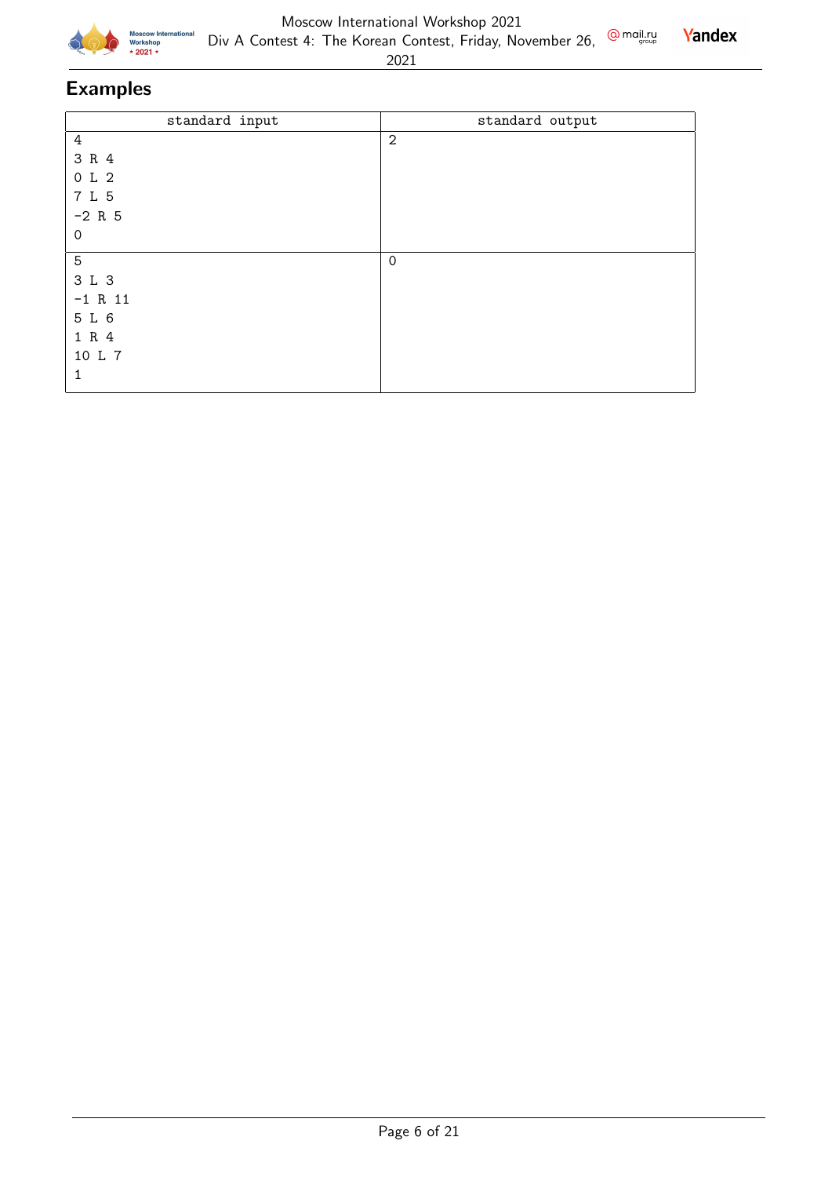## Examples

| standard input | standard output |
|---|---|
| 4<br>3 R 4<br>0 L 2<br>7 L 5<br>-2 R 5<br>0 | 2 |
| 5<br>3 L 3<br>-1 R 11<br>5 L 6<br>1 R 4<br>10 L 7<br>1 | 0 |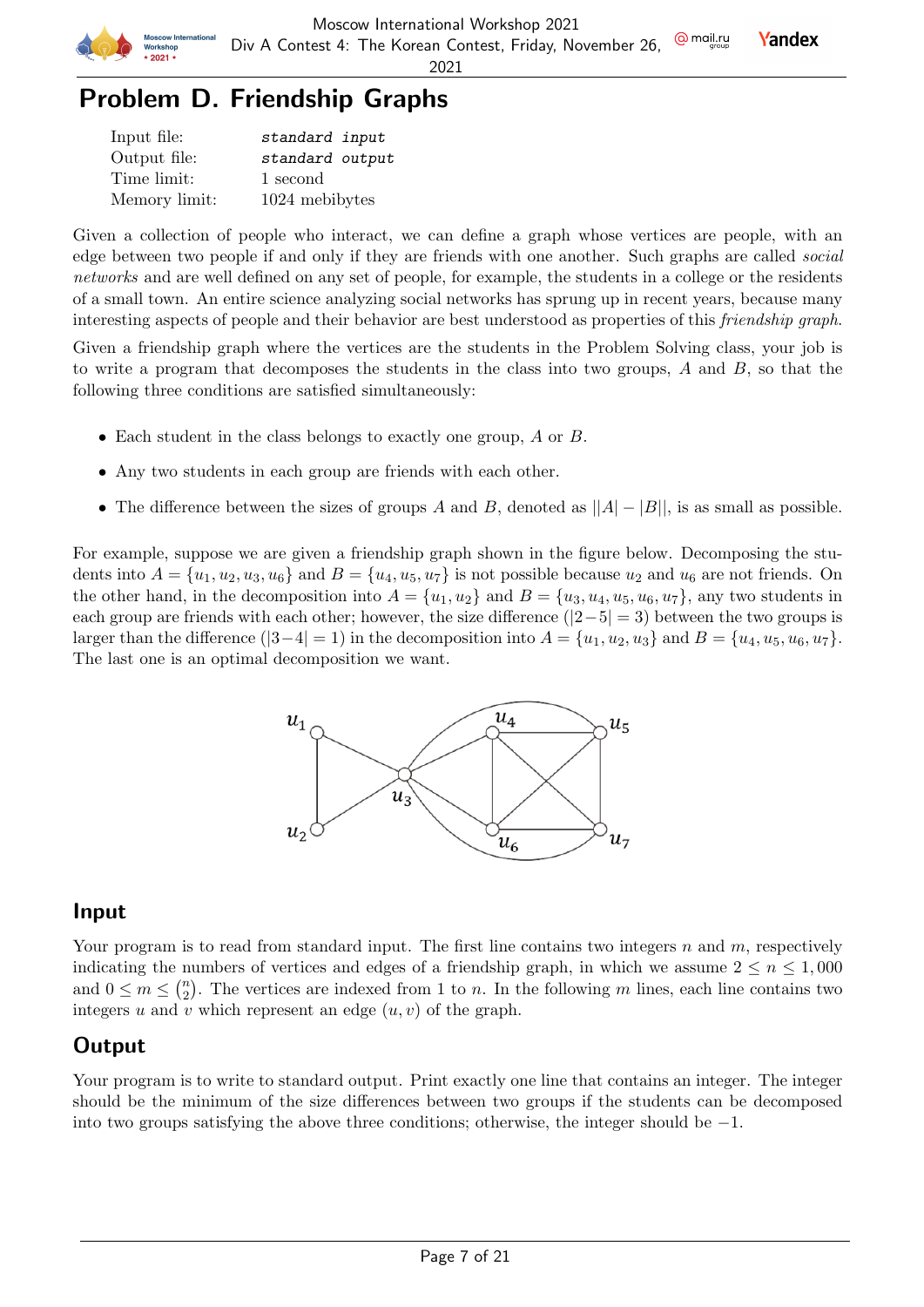# Problem D. Friendship Graphs

| | |
|---|---|
| Input file: | *standard input* |
| Output file: | *standard output* |
| Time limit: | 1 second |
| Memory limit: | 1024 mebibytes |

Given a collection of people who interact, we can define a graph whose vertices are people, with an edge between two people if and only if they are friends with one another. Such graphs are called *social networks* and are well defined on any set of people, for example, the students in a college or the residents of a small town. An entire science analyzing social networks has sprung up in recent years, because many interesting aspects of people and their behavior are best understood as properties of this *friendship graph*.

Given a friendship graph where the vertices are the students in the Problem Solving class, your job is to write a program that decomposes the students in the class into two groups, $A$ and $B$, so that the following three conditions are satisfied simultaneously:

- Each student in the class belongs to exactly one group, $A$ or $B$.
- Any two students in each group are friends with each other.
- The difference between the sizes of groups $A$ and $B$, denoted as $||A| - |B||$, is as small as possible.

For example, suppose we are given a friendship graph shown in the figure below. Decomposing the students into $A = \{u_1, u_2, u_3, u_6\}$ and $B = \{u_4, u_5, u_7\}$ is not possible because $u_2$ and $u_6$ are not friends. On the other hand, in the decomposition into $A = \{u_1, u_2\}$ and $B = \{u_3, u_4, u_5, u_6, u_7\}$, any two students in each group are friends with each other; however, the size difference ($|2-5| = 3$) between the two groups is larger than the difference ($|3-4| = 1$) in the decomposition into $A = \{u_1, u_2, u_3\}$ and $B = \{u_4, u_5, u_6, u_7\}$. The last one is an optimal decomposition we want.

## Input

Your program is to read from standard input. The first line contains two integers $n$ and $m$, respectively indicating the numbers of vertices and edges of a friendship graph, in which we assume $2 \le n \le 1,000$ and $0 \le m \le \binom{n}{2}$. The vertices are indexed from 1 to $n$. In the following $m$ lines, each line contains two integers $u$ and $v$ which represent an edge $(u, v)$ of the graph.

## Output

Your program is to write to standard output. Print exactly one line that contains an integer. The integer should be the minimum of the size differences between two groups if the students can be decomposed into two groups satisfying the above three conditions; otherwise, the integer should be $-1$.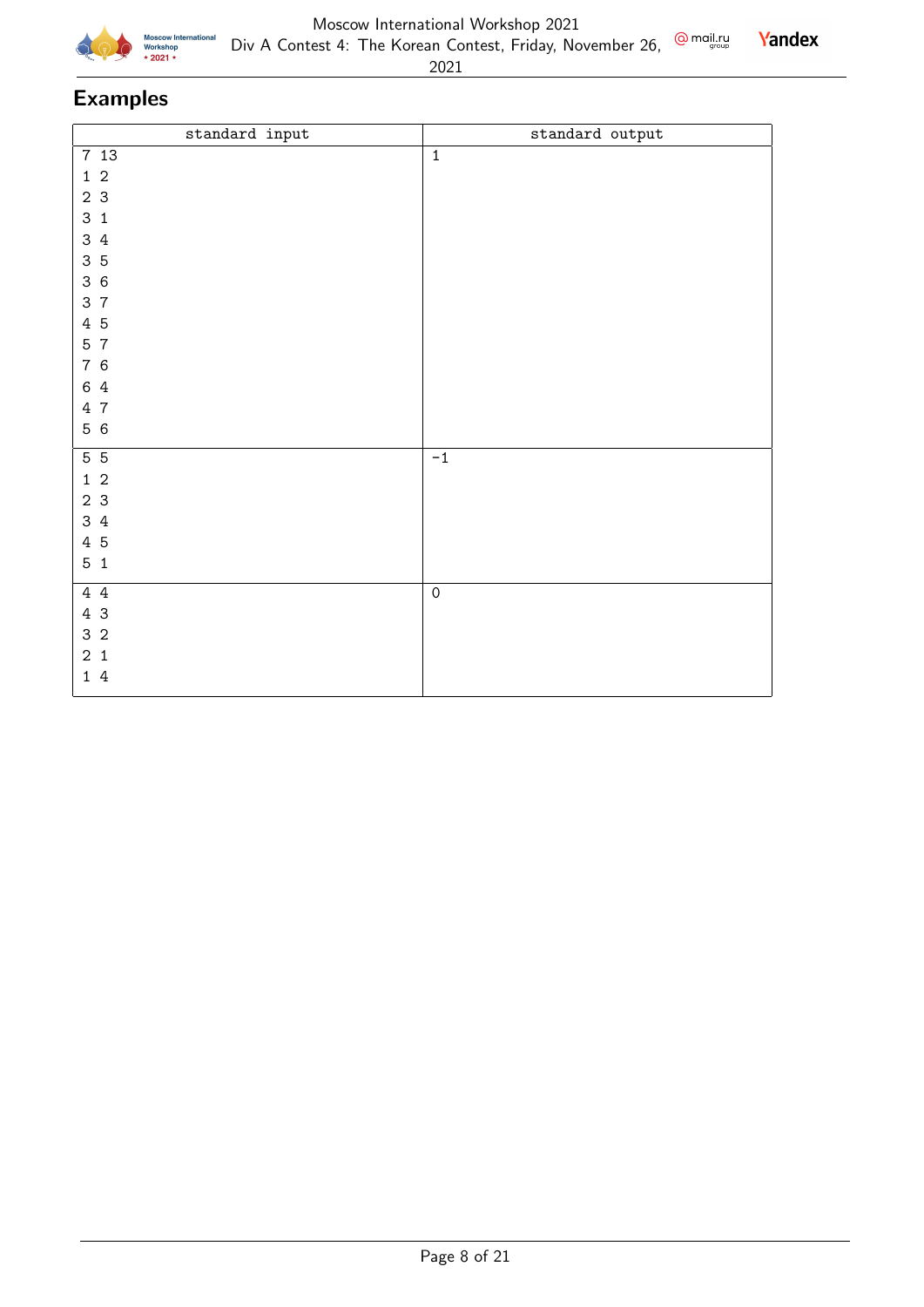## Examples

| standard input | standard output |
|---|---|
| 7 13<br>1 2<br>2 3<br>3 1<br>3 4<br>3 5<br>3 6<br>3 7<br>4 5<br>5 7<br>7 6<br>6 4<br>4 7<br>5 6 | 1 |
| 5 5<br>1 2<br>2 3<br>3 4<br>4 5<br>5 1 | -1 |
| 4 4<br>4 3<br>3 2<br>2 1<br>1 4 | 0 |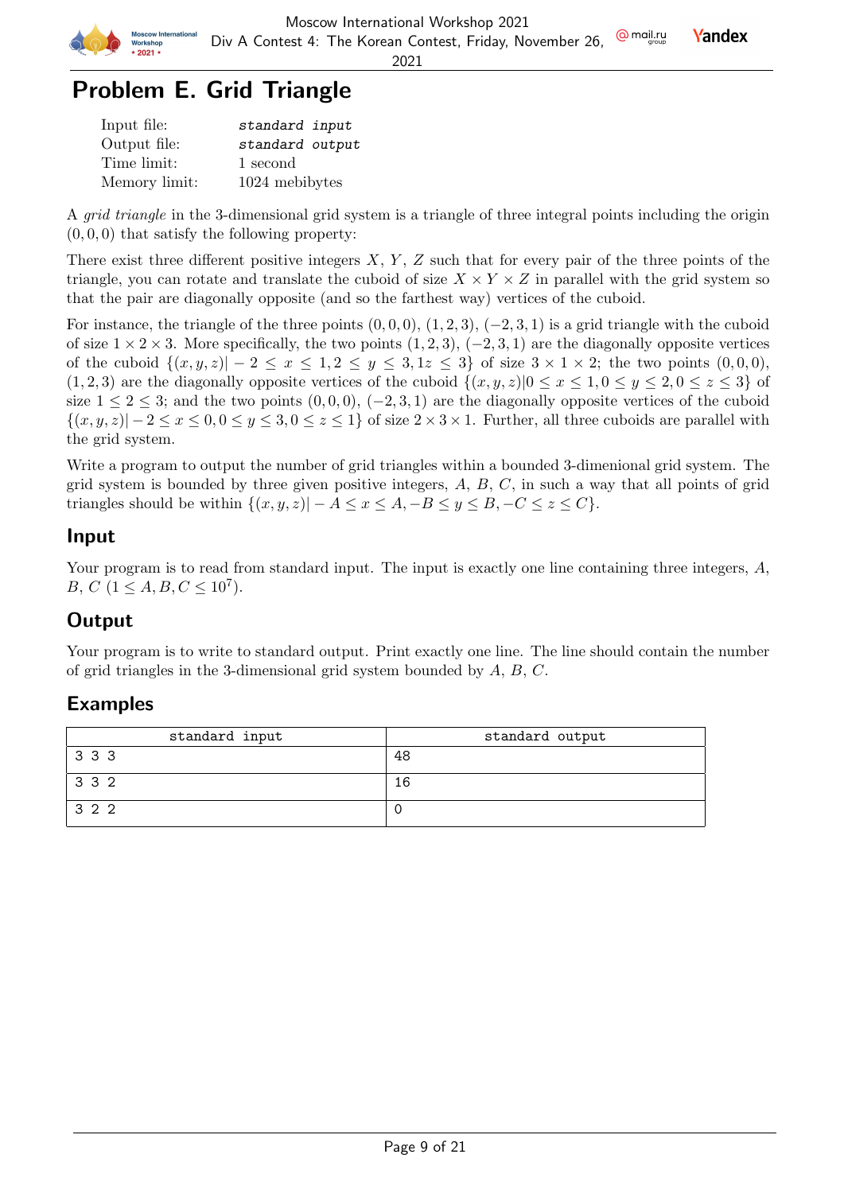# Problem E. Grid Triangle

| | |
|---|---|
| Input file: | *standard input* |
| Output file: | *standard output* |
| Time limit: | 1 second |
| Memory limit: | 1024 mebibytes |

A *grid triangle* in the 3-dimensional grid system is a triangle of three integral points including the origin $(0, 0, 0)$ that satisfy the following property:

There exist three different positive integers $X$, $Y$, $Z$ such that for every pair of the three points of the triangle, you can rotate and translate the cuboid of size $X \times Y \times Z$ in parallel with the grid system so that the pair are diagonally opposite (and so the farthest way) vertices of the cuboid.

For instance, the triangle of the three points $(0, 0, 0)$, $(1, 2, 3)$, $(-2, 3, 1)$ is a grid triangle with the cuboid of size $1 \times 2 \times 3$. More specifically, the two points $(1, 2, 3)$, $(-2, 3, 1)$ are the diagonally opposite vertices of the cuboid $\{(x, y, z)| -2 \le x \le 1, 2 \le y \le 3, 1z \le 3\}$ of size $3 \times 1 \times 2$; the two points $(0, 0, 0)$, $(1, 2, 3)$ are the diagonally opposite vertices of the cuboid $\{(x, y, z)|0 \le x \le 1, 0 \le y \le 2, 0 \le z \le 3\}$ of size $1 \le 2 \le 3$; and the two points $(0, 0, 0)$, $(-2, 3, 1)$ are the diagonally opposite vertices of the cuboid $\{(x, y, z)| -2 \le x \le 0, 0 \le y \le 3, 0 \le z \le 1\}$ of size $2 \times 3 \times 1$. Further, all three cuboids are parallel with the grid system.

Write a program to output the number of grid triangles within a bounded 3-dimenional grid system. The grid system is bounded by three given positive integers, $A$, $B$, $C$, in such a way that all points of grid triangles should be within $\{(x, y, z)| -A \le x \le A, -B \le y \le B, -C \le z \le C\}$.

## Input

Your program is to read from standard input. The input is exactly one line containing three integers, $A$, $B$, $C$ $(1 \le A, B, C \le 10^7)$.

## Output

Your program is to write to standard output. Print exactly one line. The line should contain the number of grid triangles in the 3-dimensional grid system bounded by $A$, $B$, $C$.

## Examples

| standard input | standard output |
|---|---|
| 3 3 3 | 48 |
| 3 3 2 | 16 |
| 3 2 2 | 0 |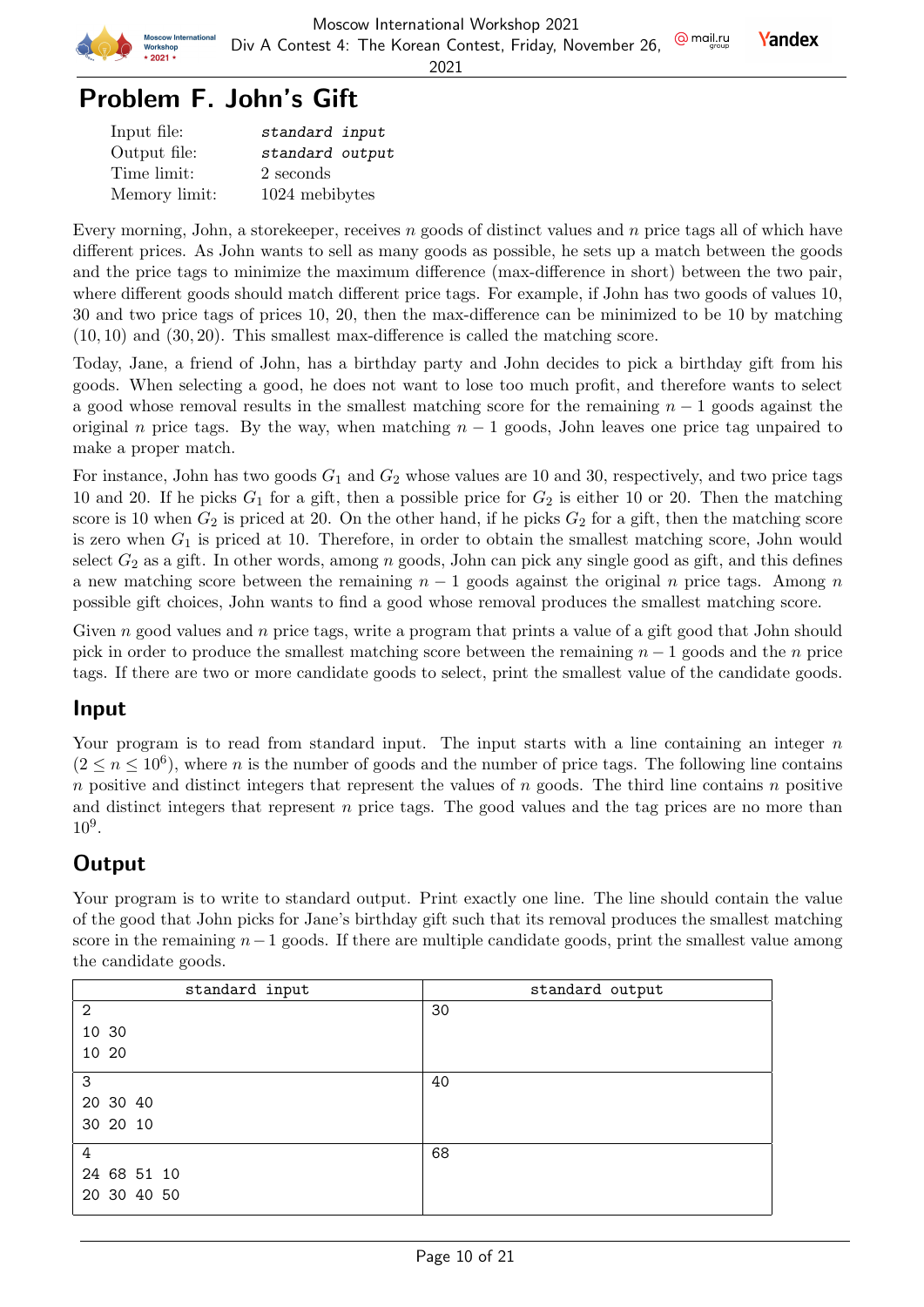# Problem F. John's Gift

| | |
|---|---|
| Input file: | *standard input* |
| Output file: | *standard output* |
| Time limit: | 2 seconds |
| Memory limit: | 1024 mebibytes |

Every morning, John, a storekeeper, receives $n$ goods of distinct values and $n$ price tags all of which have different prices. As John wants to sell as many goods as possible, he sets up a match between the goods and the price tags to minimize the maximum difference (max-difference in short) between the two pair, where different goods should match different price tags. For example, if John has two goods of values 10, 30 and two price tags of prices 10, 20, then the max-difference can be minimized to be 10 by matching $(10, 10)$ and $(30, 20)$. This smallest max-difference is called the matching score.

Today, Jane, a friend of John, has a birthday party and John decides to pick a birthday gift from his goods. When selecting a good, he does not want to lose too much profit, and therefore wants to select a good whose removal results in the smallest matching score for the remaining $n - 1$ goods against the original $n$ price tags. By the way, when matching $n - 1$ goods, John leaves one price tag unpaired to make a proper match.

For instance, John has two goods $G_1$ and $G_2$ whose values are 10 and 30, respectively, and two price tags 10 and 20. If he picks $G_1$ for a gift, then a possible price for $G_2$ is either 10 or 20. Then the matching score is 10 when $G_2$ is priced at 20. On the other hand, if he picks $G_2$ for a gift, then the matching score is zero when $G_1$ is priced at 10. Therefore, in order to obtain the smallest matching score, John would select $G_2$ as a gift. In other words, among $n$ goods, John can pick any single good as gift, and this defines a new matching score between the remaining $n - 1$ goods against the original $n$ price tags. Among $n$ possible gift choices, John wants to find a good whose removal produces the smallest matching score.

Given $n$ good values and $n$ price tags, write a program that prints a value of a gift good that John should pick in order to produce the smallest matching score between the remaining $n - 1$ goods and the $n$ price tags. If there are two or more candidate goods to select, print the smallest value of the candidate goods.

## Input

Your program is to read from standard input. The input starts with a line containing an integer $n$ ($2 \le n \le 10^6$), where $n$ is the number of goods and the number of price tags. The following line contains $n$ positive and distinct integers that represent the values of $n$ goods. The third line contains $n$ positive and distinct integers that represent $n$ price tags. The good values and the tag prices are no more than $10^9$.

## Output

Your program is to write to standard output. Print exactly one line. The line should contain the value of the good that John picks for Jane's birthday gift such that its removal produces the smallest matching score in the remaining $n-1$ goods. If there are multiple candidate goods, print the smallest value among the candidate goods.

| standard input | standard output |
|---|---|
| 2<br>10 30<br>10 20 | 30 |
| 3<br>20 30 40<br>30 20 10 | 40 |
| 4<br>24 68 51 10<br>20 30 40 50 | 68 |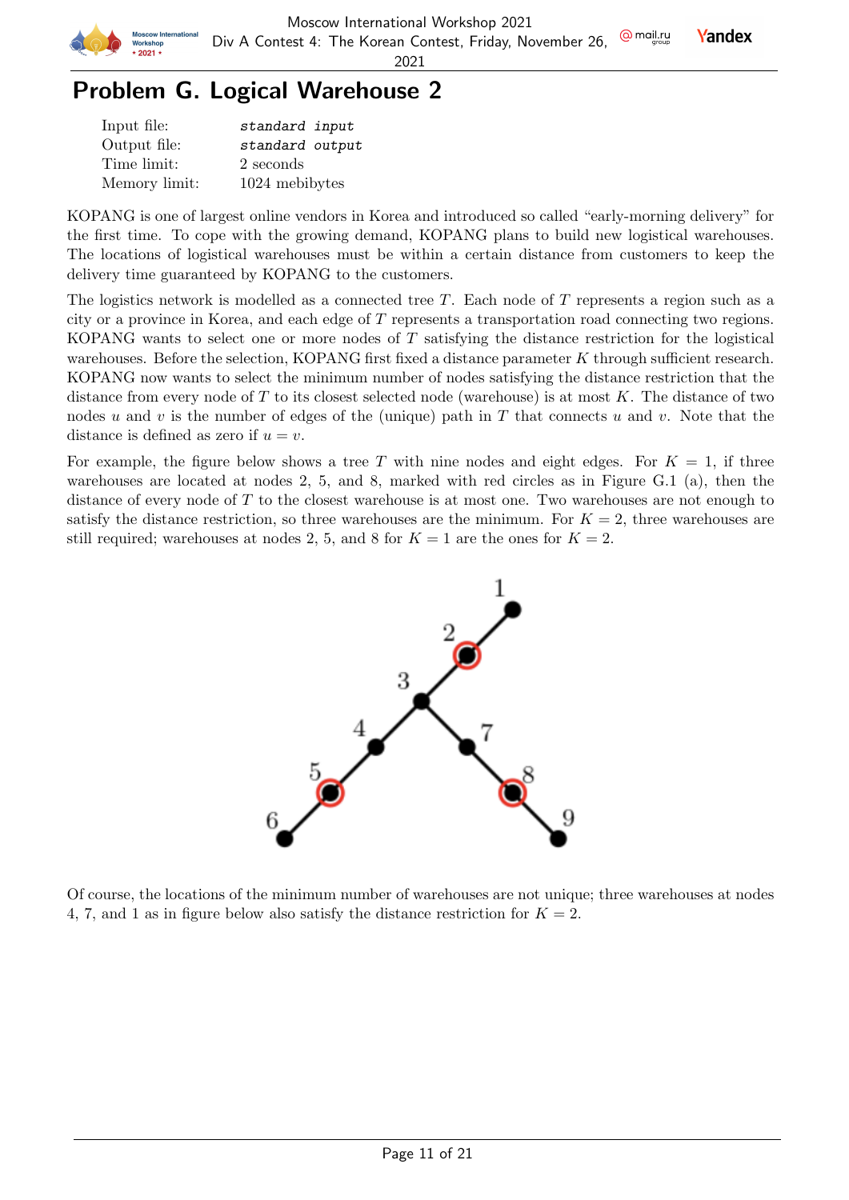# Problem G. Logical Warehouse 2

| | |
|---|---|
| Input file: | *standard input* |
| Output file: | *standard output* |
| Time limit: | 2 seconds |
| Memory limit: | 1024 mebibytes |

KOPANG is one of largest online vendors in Korea and introduced so called "early-morning delivery" for the first time. To cope with the growing demand, KOPANG plans to build new logistical warehouses. The locations of logistical warehouses must be within a certain distance from customers to keep the delivery time guaranteed by KOPANG to the customers.

The logistics network is modelled as a connected tree $T$. Each node of $T$ represents a region such as a city or a province in Korea, and each edge of $T$ represents a transportation road connecting two regions. KOPANG wants to select one or more nodes of $T$ satisfying the distance restriction for the logistical warehouses. Before the selection, KOPANG first fixed a distance parameter $K$ through sufficient research. KOPANG now wants to select the minimum number of nodes satisfying the distance restriction that the distance from every node of $T$ to its closest selected node (warehouse) is at most $K$. The distance of two nodes $u$ and $v$ is the number of edges of the (unique) path in $T$ that connects $u$ and $v$. Note that the distance is defined as zero if $u = v$.

For example, the figure below shows a tree $T$ with nine nodes and eight edges. For $K = 1$, if three warehouses are located at nodes 2, 5, and 8, marked with red circles as in Figure G.1 (a), then the distance of every node of $T$ to the closest warehouse is at most one. Two warehouses are not enough to satisfy the distance restriction, so three warehouses are the minimum. For $K = 2$, three warehouses are still required; warehouses at nodes 2, 5, and 8 for $K = 1$ are the ones for $K = 2$.

Of course, the locations of the minimum number of warehouses are not unique; three warehouses at nodes 4, 7, and 1 as in figure below also satisfy the distance restriction for $K = 2$.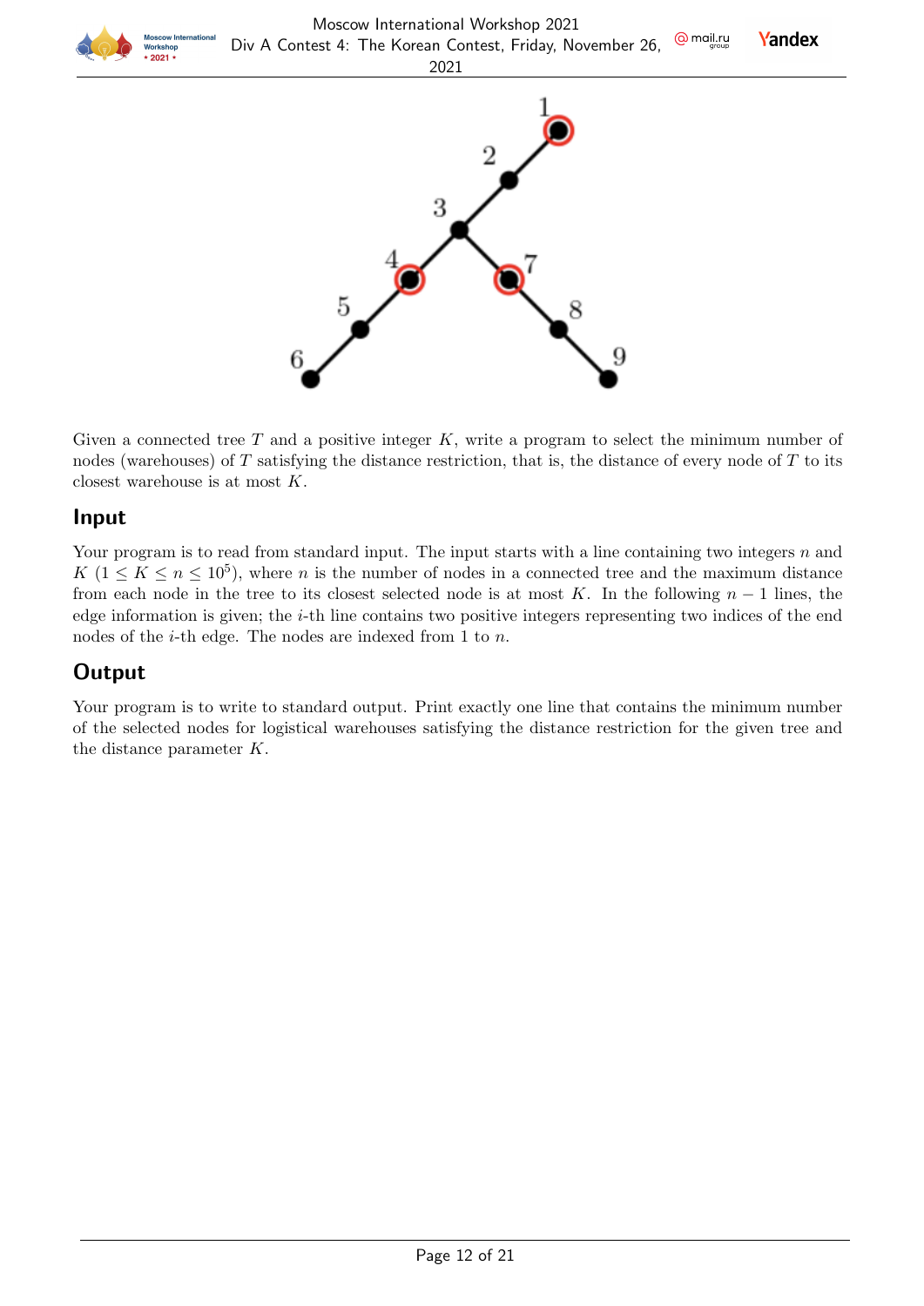Given a connected tree $T$ and a positive integer $K$, write a program to select the minimum number of nodes (warehouses) of $T$ satisfying the distance restriction, that is, the distance of every node of $T$ to its closest warehouse is at most $K$.

## Input

Your program is to read from standard input. The input starts with a line containing two integers $n$ and $K$ ($1 \le K \le n \le 10^5$), where $n$ is the number of nodes in a connected tree and the maximum distance from each node in the tree to its closest selected node is at most $K$. In the following $n - 1$ lines, the edge information is given; the $i$-th line contains two positive integers representing two indices of the end nodes of the $i$-th edge. The nodes are indexed from 1 to $n$.

## Output

Your program is to write to standard output. Print exactly one line that contains the minimum number of the selected nodes for logistical warehouses satisfying the distance restriction for the given tree and the distance parameter $K$.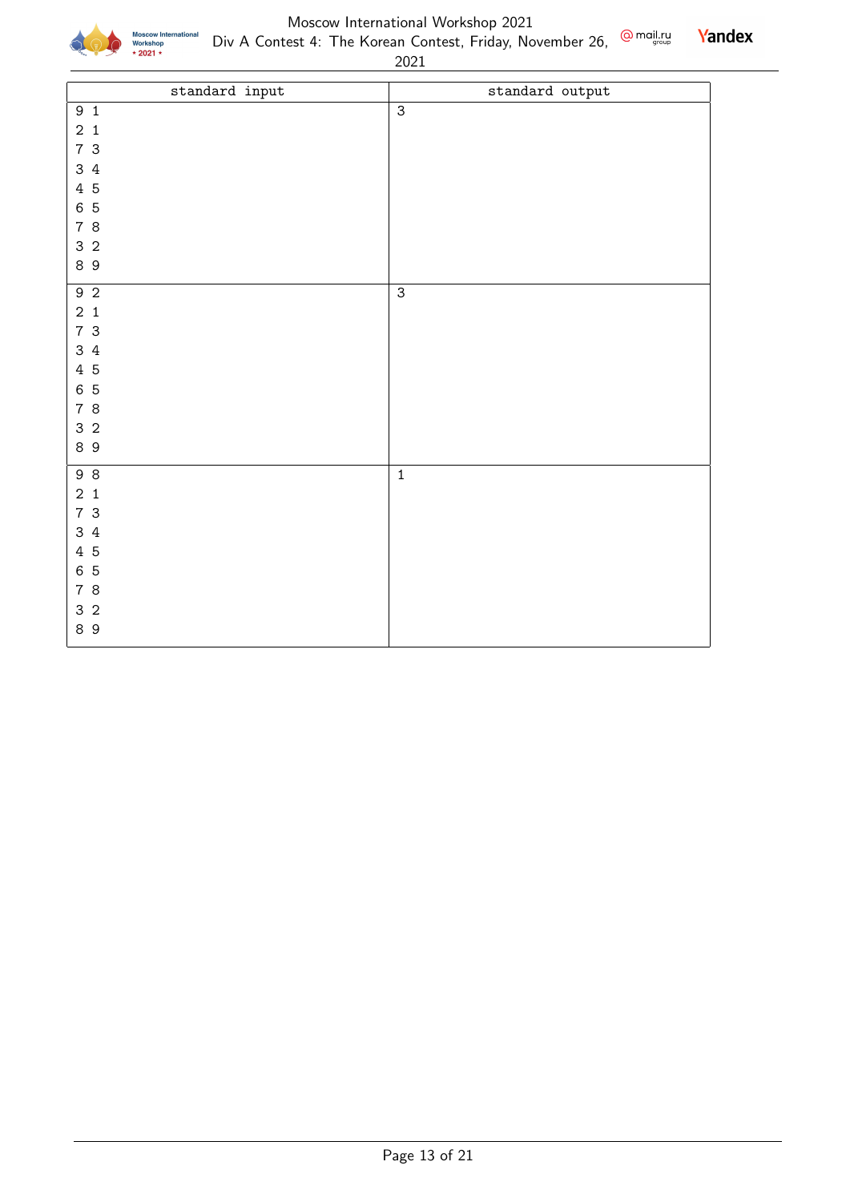| standard input | standard output |
| --- | --- |
| 9 1<br>2 1<br>7 3<br>3 4<br>4 5<br>6 5<br>7 8<br>3 2<br>8 9 | 3 |
| 9 2<br>2 1<br>7 3<br>3 4<br>4 5<br>6 5<br>7 8<br>3 2<br>8 9 | 3 |
| 9 8<br>2 1<br>7 3<br>3 4<br>4 5<br>6 5<br>7 8<br>3 2<br>8 9 | 1 |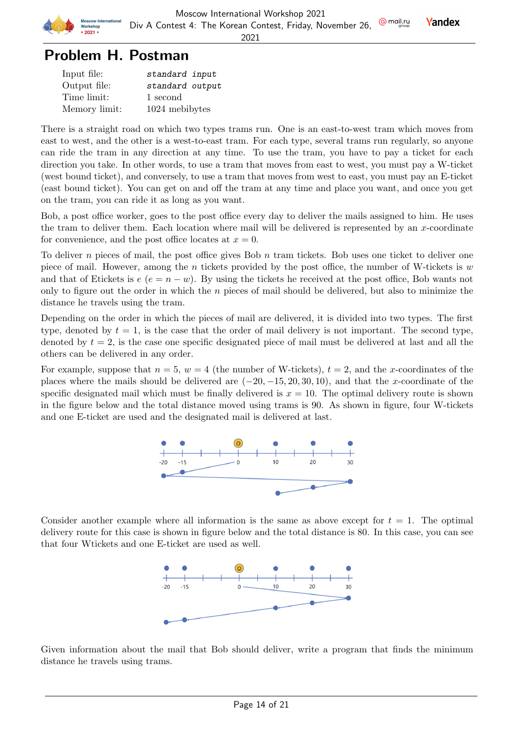# Problem H. Postman

| | |
|---|---|
| Input file: | *standard input* |
| Output file: | *standard output* |
| Time limit: | 1 second |
| Memory limit: | 1024 mebibytes |

There is a straight road on which two types trams run. One is an east-to-west tram which moves from east to west, and the other is a west-to-east tram. For each type, several trams run regularly, so anyone can ride the tram in any direction at any time. To use the tram, you have to pay a ticket for each direction you take. In other words, to use a tram that moves from east to west, you must pay a W-ticket (west bound ticket), and conversely, to use a tram that moves from west to east, you must pay an E-ticket (east bound ticket). You can get on and off the tram at any time and place you want, and once you get on the tram, you can ride it as long as you want.

Bob, a post office worker, goes to the post office every day to deliver the mails assigned to him. He uses the tram to deliver them. Each location where mail will be delivered is represented by an $x$-coordinate for convenience, and the post office locates at $x = 0$.

To deliver $n$ pieces of mail, the post office gives Bob $n$ tram tickets. Bob uses one ticket to deliver one piece of mail. However, among the $n$ tickets provided by the post office, the number of W-tickets is $w$ and that of Etickets is $e$ ($e = n - w$). By using the tickets he received at the post office, Bob wants not only to figure out the order in which the $n$ pieces of mail should be delivered, but also to minimize the distance he travels using the tram.

Depending on the order in which the pieces of mail are delivered, it is divided into two types. The first type, denoted by $t = 1$, is the case that the order of mail delivery is not important. The second type, denoted by $t = 2$, is the case one specific designated piece of mail must be delivered at last and all the others can be delivered in any order.

For example, suppose that $n = 5$, $w = 4$ (the number of W-tickets), $t = 2$, and the $x$-coordinates of the places where the mails should be delivered are $(-20, -15, 20, 30, 10)$, and that the $x$-coordinate of the specific designated mail which must be finally delivered is $x = 10$. The optimal delivery route is shown in the figure below and the total distance moved using trams is 90. As shown in figure, four W-tickets and one E-ticket are used and the designated mail is delivered at last.

Consider another example where all information is the same as above except for $t = 1$. The optimal delivery route for this case is shown in figure below and the total distance is 80. In this case, you can see that four Wtickets and one E-ticket are used as well.

Given information about the mail that Bob should deliver, write a program that finds the minimum distance he travels using trams.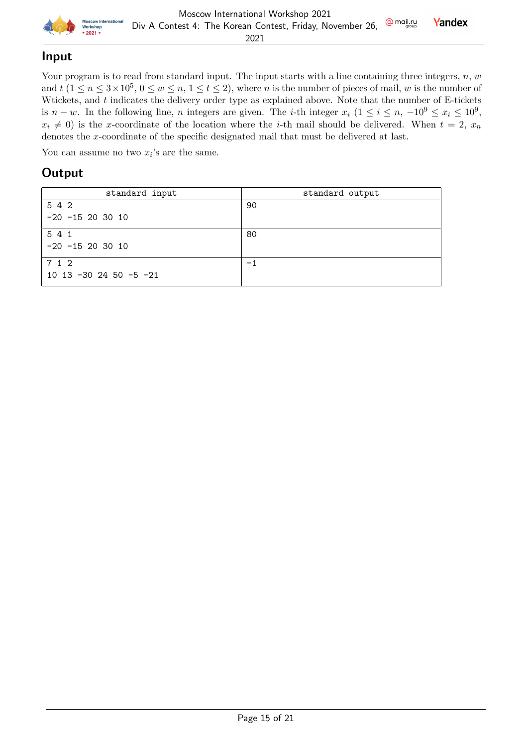## Input

Your program is to read from standard input. The input starts with a line containing three integers, $n$, $w$ and $t$ ($1 \le n \le 3 \times 10^5$, $0 \le w \le n$, $1 \le t \le 2$), where $n$ is the number of pieces of mail, $w$ is the number of Wtickets, and $t$ indicates the delivery order type as explained above. Note that the number of E-tickets is $n - w$. In the following line, $n$ integers are given. The $i$-th integer $x_i$ ($1 \le i \le n$, $-10^9 \le x_i \le 10^9$, $x_i \ne 0$) is the $x$-coordinate of the location where the $i$-th mail should be delivered. When $t = 2$, $x_n$ denotes the $x$-coordinate of the specific designated mail that must be delivered at last.

You can assume no two $x_i$'s are the same.

## Output

| standard input | standard output |
|---|---|
| 5 4 2<br>-20 -15 20 30 10 | 90 |
| 5 4 1<br>-20 -15 20 30 10 | 80 |
| 7 1 2<br>10 13 -30 24 50 -5 -21 | -1 |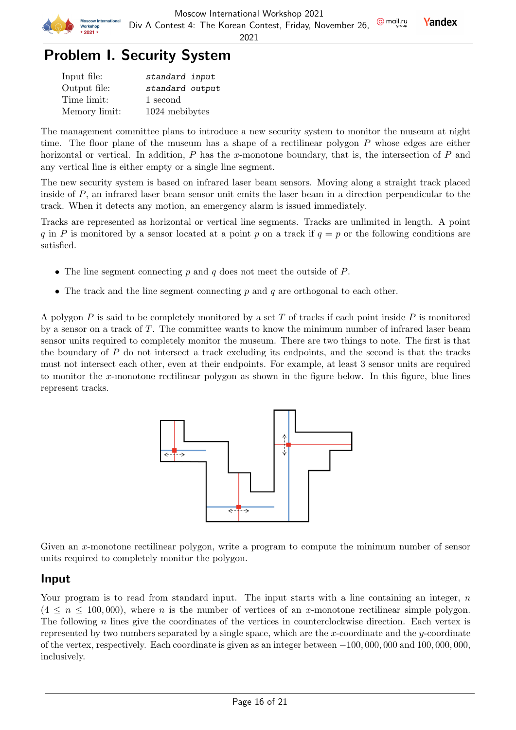# Problem I. Security System

| | |
|---|---|
| Input file: | *standard input* |
| Output file: | *standard output* |
| Time limit: | 1 second |
| Memory limit: | 1024 mebibytes |

The management committee plans to introduce a new security system to monitor the museum at night time. The floor plane of the museum has a shape of a rectilinear polygon $P$ whose edges are either horizontal or vertical. In addition, $P$ has the $x$-monotone boundary, that is, the intersection of $P$ and any vertical line is either empty or a single line segment.

The new security system is based on infrared laser beam sensors. Moving along a straight track placed inside of $P$, an infrared laser beam sensor unit emits the laser beam in a direction perpendicular to the track. When it detects any motion, an emergency alarm is issued immediately.

Tracks are represented as horizontal or vertical line segments. Tracks are unlimited in length. A point $q$ in $P$ is monitored by a sensor located at a point $p$ on a track if $q = p$ or the following conditions are satisfied.

- The line segment connecting $p$ and $q$ does not meet the outside of $P$.
- The track and the line segment connecting $p$ and $q$ are orthogonal to each other.

A polygon $P$ is said to be completely monitored by a set $T$ of tracks if each point inside $P$ is monitored by a sensor on a track of $T$. The committee wants to know the minimum number of infrared laser beam sensor units required to completely monitor the museum. There are two things to note. The first is that the boundary of $P$ do not intersect a track excluding its endpoints, and the second is that the tracks must not intersect each other, even at their endpoints. For example, at least 3 sensor units are required to monitor the $x$-monotone rectilinear polygon as shown in the figure below. In this figure, blue lines represent tracks.

Given an $x$-monotone rectilinear polygon, write a program to compute the minimum number of sensor units required to completely monitor the polygon.

## Input

Your program is to read from standard input. The input starts with a line containing an integer, $n$ ($4 \leq n \leq 100,000$), where $n$ is the number of vertices of an $x$-monotone rectilinear simple polygon. The following $n$ lines give the coordinates of the vertices in counterclockwise direction. Each vertex is represented by two numbers separated by a single space, which are the $x$-coordinate and the $y$-coordinate of the vertex, respectively. Each coordinate is given as an integer between $-100,000,000$ and $100,000,000$, inclusively.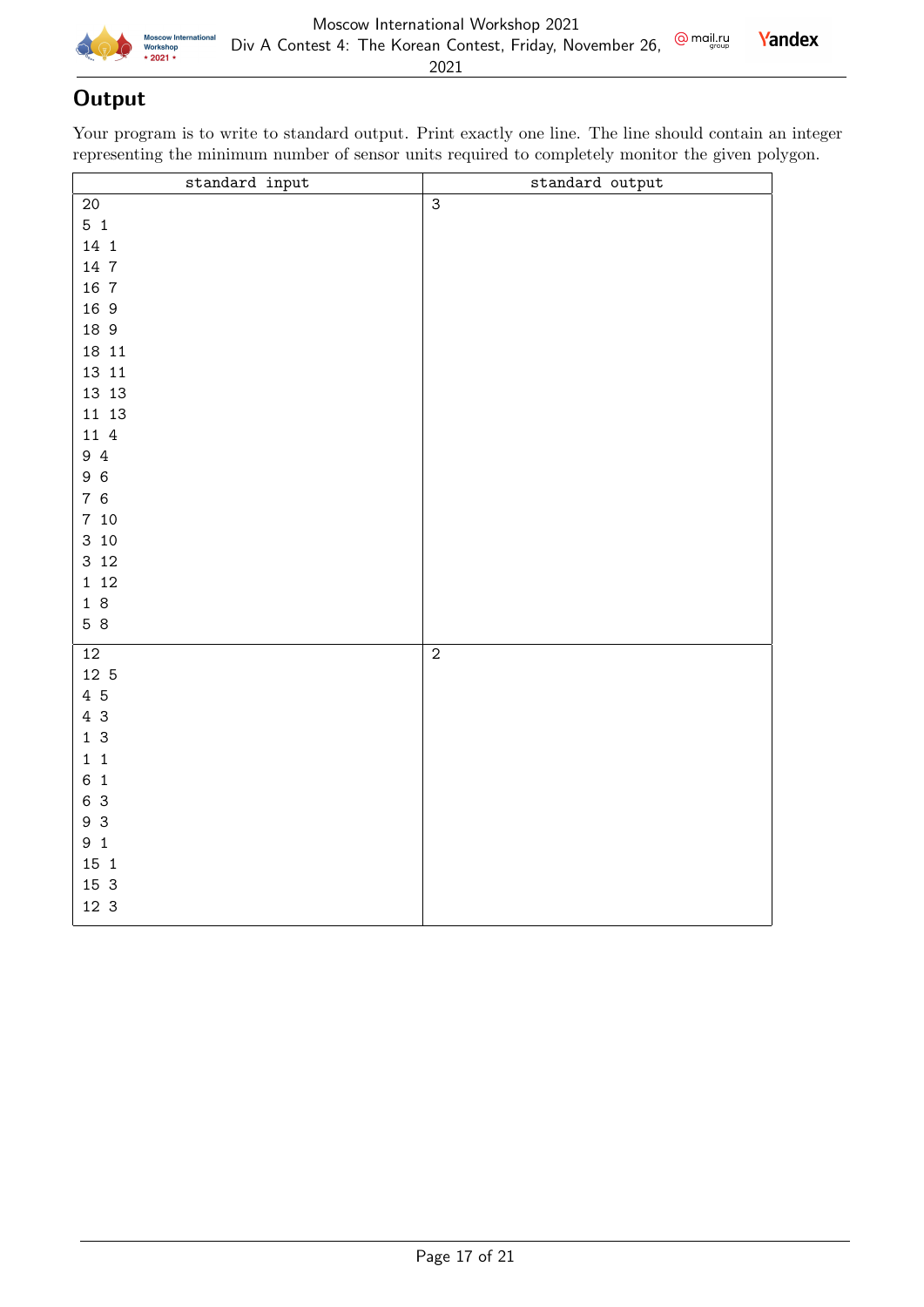## Output

Your program is to write to standard output. Print exactly one line. The line should contain an integer representing the minimum number of sensor units required to completely monitor the given polygon.

| standard input | standard output |
|---|---|
| 20<br>5 1<br>14 1<br>14 7<br>16 7<br>16 9<br>18 9<br>18 11<br>13 11<br>13 13<br>11 13<br>11 4<br>9 4<br>9 6<br>7 6<br>7 10<br>3 10<br>3 12<br>1 12<br>1 8<br>5 8 | 3 |
| 12<br>12 5<br>4 5<br>4 3<br>1 3<br>1 1<br>6 1<br>6 3<br>9 3<br>9 1<br>15 1<br>15 3<br>12 3 | 2 |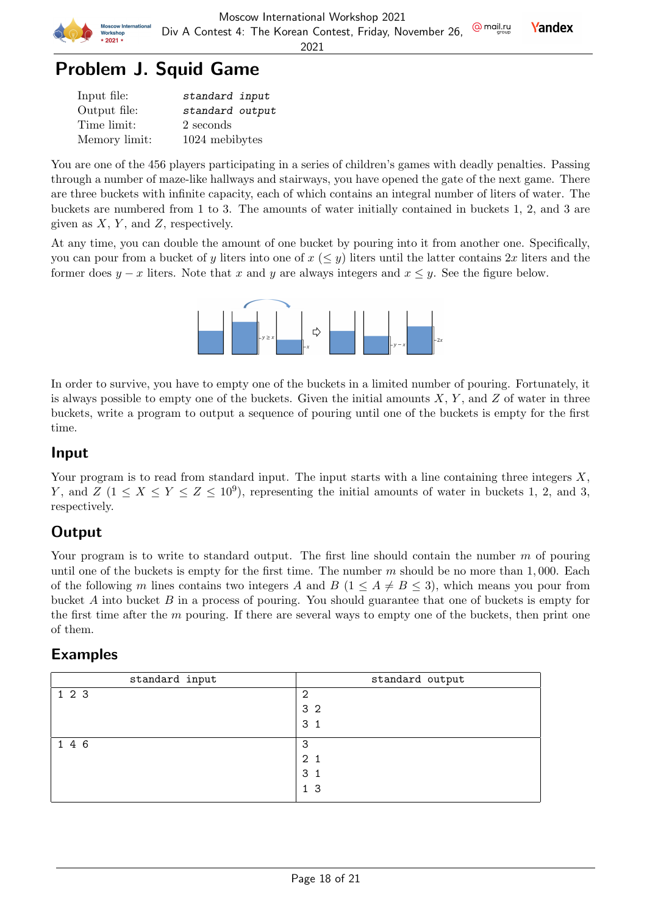# Problem J. Squid Game

| | |
|---|---|
| Input file: | *standard input* |
| Output file: | *standard output* |
| Time limit: | 2 seconds |
| Memory limit: | 1024 mebibytes |

You are one of the 456 players participating in a series of children's games with deadly penalties. Passing through a number of maze-like hallways and stairways, you have opened the gate of the next game. There are three buckets with infinite capacity, each of which contains an integral number of liters of water. The buckets are numbered from 1 to 3. The amounts of water initially contained in buckets 1, 2, and 3 are given as $X$, $Y$, and $Z$, respectively.

At any time, you can double the amount of one bucket by pouring into it from another one. Specifically, you can pour from a bucket of $y$ liters into one of $x$ ($\leq y$) liters until the latter contains $2x$ liters and the former does $y - x$ liters. Note that $x$ and $y$ are always integers and $x \leq y$. See the figure below.

In order to survive, you have to empty one of the buckets in a limited number of pouring. Fortunately, it is always possible to empty one of the buckets. Given the initial amounts $X$, $Y$, and $Z$ of water in three buckets, write a program to output a sequence of pouring until one of the buckets is empty for the first time.

## Input

Your program is to read from standard input. The input starts with a line containing three integers $X$, $Y$, and $Z$ ($1 \leq X \leq Y \leq Z \leq 10^9$), representing the initial amounts of water in buckets 1, 2, and 3, respectively.

## Output

Your program is to write to standard output. The first line should contain the number $m$ of pouring until one of the buckets is empty for the first time. The number $m$ should be no more than 1,000. Each of the following $m$ lines contains two integers $A$ and $B$ ($1 \leq A \neq B \leq 3$), which means you pour from bucket $A$ into bucket $B$ in a process of pouring. You should guarantee that one of buckets is empty for the first time after the $m$ pouring. If there are several ways to empty one of the buckets, then print one of them.

## Examples

| standard input | standard output |
|---|---|
| 1 2 3 | 2<br>3 2<br>3 1 |
| 1 4 6 | 3<br>2 1<br>3 1<br>1 3 |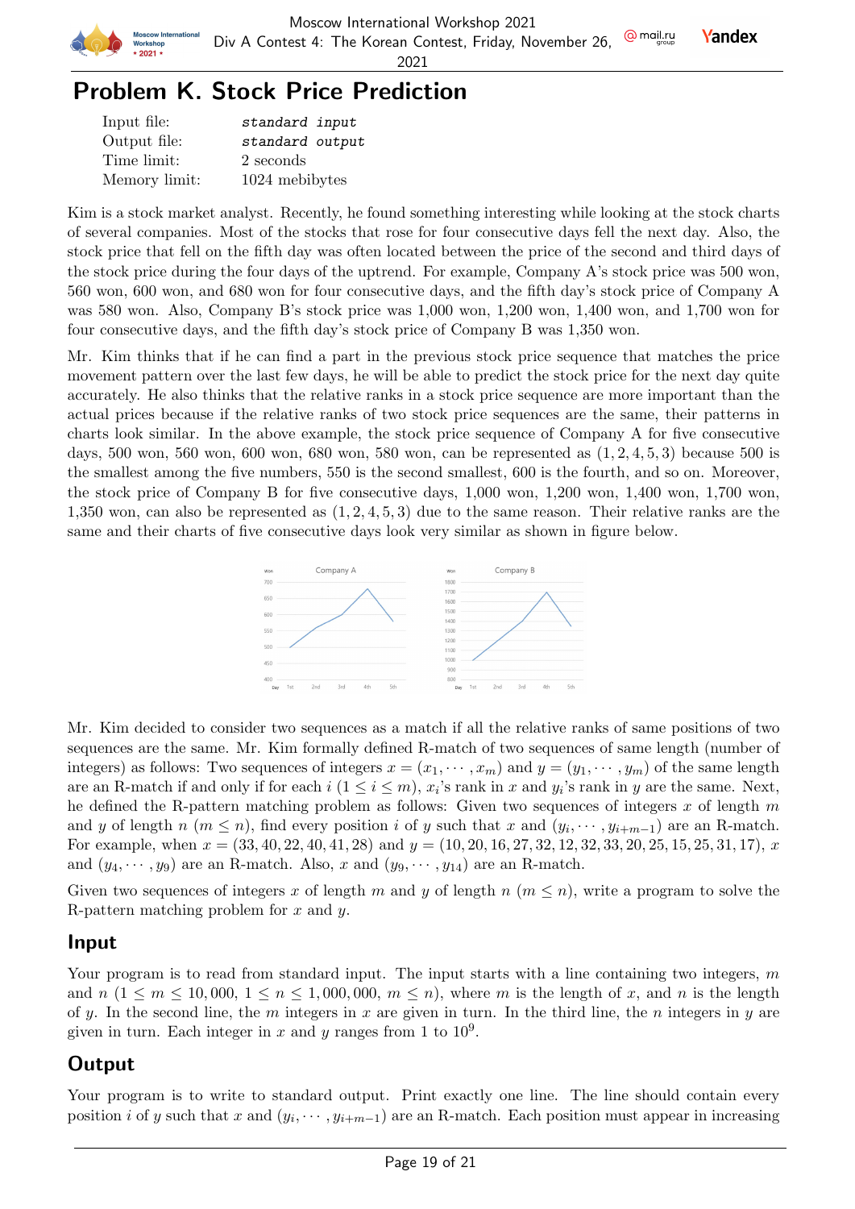# Problem K. Stock Price Prediction

| | |
|---|---|
| Input file: | *standard input* |
| Output file: | *standard output* |
| Time limit: | 2 seconds |
| Memory limit: | 1024 mebibytes |

Kim is a stock market analyst. Recently, he found something interesting while looking at the stock charts of several companies. Most of the stocks that rose for four consecutive days fell the next day. Also, the stock price that fell on the fifth day was often located between the price of the second and third days of the stock price during the four days of the uptrend. For example, Company A's stock price was 500 won, 560 won, 600 won, and 680 won for four consecutive days, and the fifth day's stock price of Company A was 580 won. Also, Company B's stock price was 1,000 won, 1,200 won, 1,400 won, and 1,700 won for four consecutive days, and the fifth day's stock price of Company B was 1,350 won.

Mr. Kim thinks that if he can find a part in the previous stock price sequence that matches the price movement pattern over the last few days, he will be able to predict the stock price for the next day quite accurately. He also thinks that the relative ranks in a stock price sequence are more important than the actual prices because if the relative ranks of two stock price sequences are the same, their patterns in charts look similar. In the above example, the stock price sequence of Company A for five consecutive days, 500 won, 560 won, 600 won, 680 won, 580 won, can be represented as $(1, 2, 4, 5, 3)$ because 500 is the smallest among the five numbers, 550 is the second smallest, 600 is the fourth, and so on. Moreover, the stock price of Company B for five consecutive days, 1,000 won, 1,200 won, 1,400 won, 1,700 won, 1,350 won, can also be represented as $(1, 2, 4, 5, 3)$ due to the same reason. Their relative ranks are the same and their charts of five consecutive days look very similar as shown in figure below.

Mr. Kim decided to consider two sequences as a match if all the relative ranks of same positions of two sequences are the same. Mr. Kim formally defined R-match of two sequences of same length (number of integers) as follows: Two sequences of integers $x = (x_1, \cdots, x_m)$ and $y = (y_1, \cdots, y_m)$ of the same length are an R-match if and only if for each $i$ ($1 \le i \le m$), $x_i$'s rank in $x$ and $y_i$'s rank in $y$ are the same. Next, he defined the R-pattern matching problem as follows: Given two sequences of integers $x$ of length $m$ and $y$ of length $n$ ($m \le n$), find every position $i$ of $y$ such that $x$ and $(y_i, \cdots, y_{i+m-1})$ are an R-match. For example, when $x = (33, 40, 22, 40, 41, 28)$ and $y = (10, 20, 16, 27, 32, 12, 32, 33, 20, 25, 15, 25, 31, 17)$, $x$ and $(y_4, \cdots, y_9)$ are an R-match. Also, $x$ and $(y_9, \cdots, y_{14})$ are an R-match.

Given two sequences of integers $x$ of length $m$ and $y$ of length $n$ ($m \le n$), write a program to solve the R-pattern matching problem for $x$ and $y$.

## Input

Your program is to read from standard input. The input starts with a line containing two integers, $m$ and $n$ ($1 \le m \le 10{,}000$, $1 \le n \le 1{,}000{,}000$, $m \le n$), where $m$ is the length of $x$, and $n$ is the length of $y$. In the second line, the $m$ integers in $x$ are given in turn. In the third line, the $n$ integers in $y$ are given in turn. Each integer in $x$ and $y$ ranges from 1 to $10^9$.

## Output

Your program is to write to standard output. Print exactly one line. The line should contain every position $i$ of $y$ such that $x$ and $(y_i, \cdots, y_{i+m-1})$ are an R-match. Each position must appear in increasing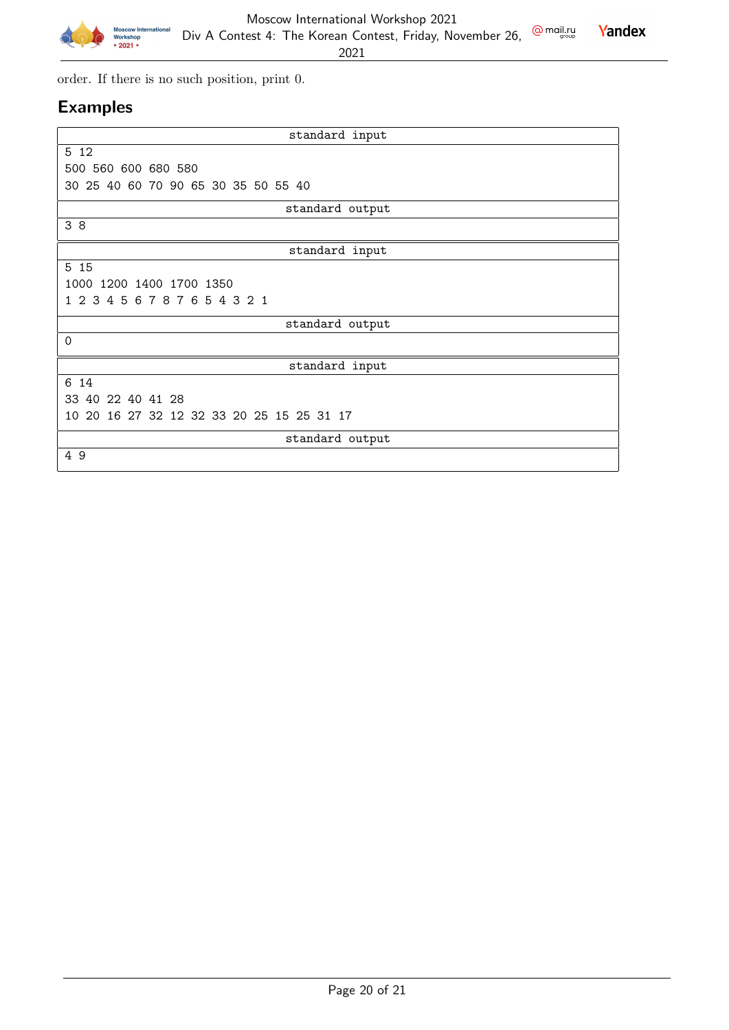order. If there is no such position, print 0.

## Examples

| standard input |
|---|
| 5 12<br>500 560 600 680 580<br>30 25 40 60 70 90 65 30 35 50 55 40 |

| standard output |
|---|
| 3 8 |

| standard input |
|---|
| 5 15<br>1000 1200 1400 1700 1350<br>1 2 3 4 5 6 7 8 7 6 5 4 3 2 1 |

| standard output |
|---|
| 0 |

| standard input |
|---|
| 6 14<br>33 40 22 40 41 28<br>10 20 16 27 32 12 32 33 20 25 15 25 31 17 |

| standard output |
|---|
| 4 9 |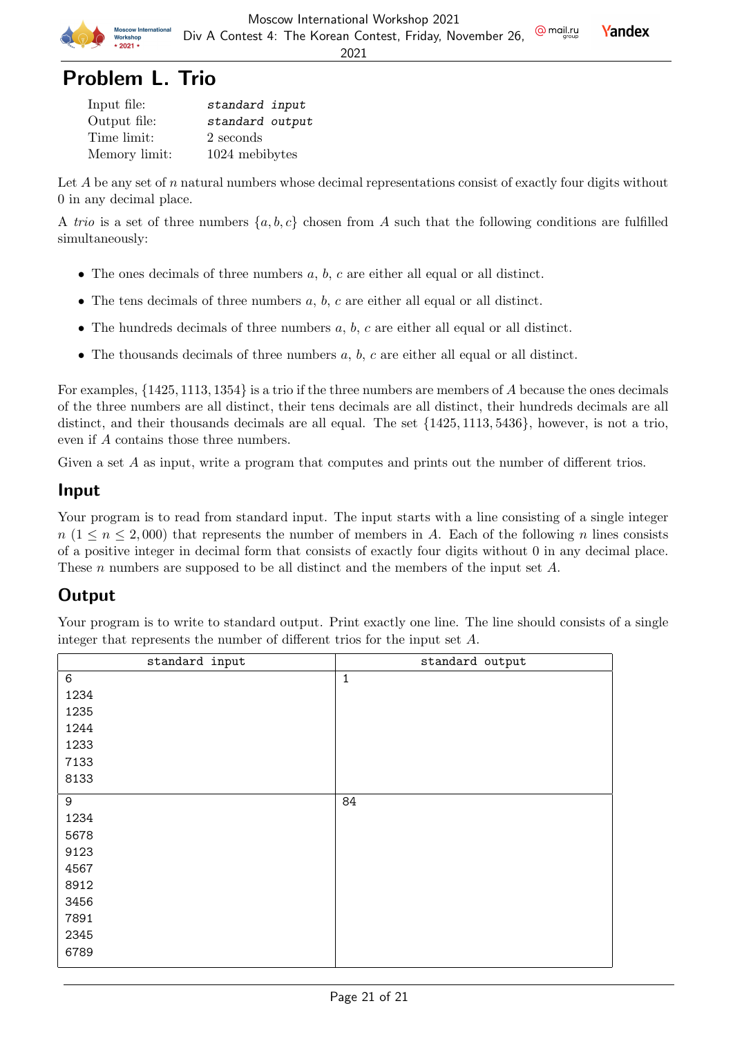# Problem L. Trio

| | |
|---|---|
| Input file: | *standard input* |
| Output file: | *standard output* |
| Time limit: | 2 seconds |
| Memory limit: | 1024 mebibytes |

Let $A$ be any set of $n$ natural numbers whose decimal representations consist of exactly four digits without 0 in any decimal place.

A *trio* is a set of three numbers $\{a, b, c\}$ chosen from $A$ such that the following conditions are fulfilled simultaneously:

- The ones decimals of three numbers $a$, $b$, $c$ are either all equal or all distinct.
- The tens decimals of three numbers $a$, $b$, $c$ are either all equal or all distinct.
- The hundreds decimals of three numbers $a$, $b$, $c$ are either all equal or all distinct.
- The thousands decimals of three numbers $a$, $b$, $c$ are either all equal or all distinct.

For examples, $\{1425, 1113, 1354\}$ is a trio if the three numbers are members of $A$ because the ones decimals of the three numbers are all distinct, their tens decimals are all distinct, their hundreds decimals are all distinct, and their thousands decimals are all equal. The set $\{1425, 1113, 5436\}$, however, is not a trio, even if $A$ contains those three numbers.

Given a set $A$ as input, write a program that computes and prints out the number of different trios.

## Input

Your program is to read from standard input. The input starts with a line consisting of a single integer $n$ $(1 \le n \le 2{,}000)$ that represents the number of members in $A$. Each of the following $n$ lines consists of a positive integer in decimal form that consists of exactly four digits without 0 in any decimal place. These $n$ numbers are supposed to be all distinct and the members of the input set $A$.

## Output

Your program is to write to standard output. Print exactly one line. The line should consists of a single integer that represents the number of different trios for the input set $A$.

| standard input | standard output |
|---|---|
| 6<br>1234<br>1235<br>1244<br>1233<br>7133<br>8133 | 1 |
| 9<br>1234<br>5678<br>9123<br>4567<br>8912<br>3456<br>7891<br>2345<br>6789 | 84 |